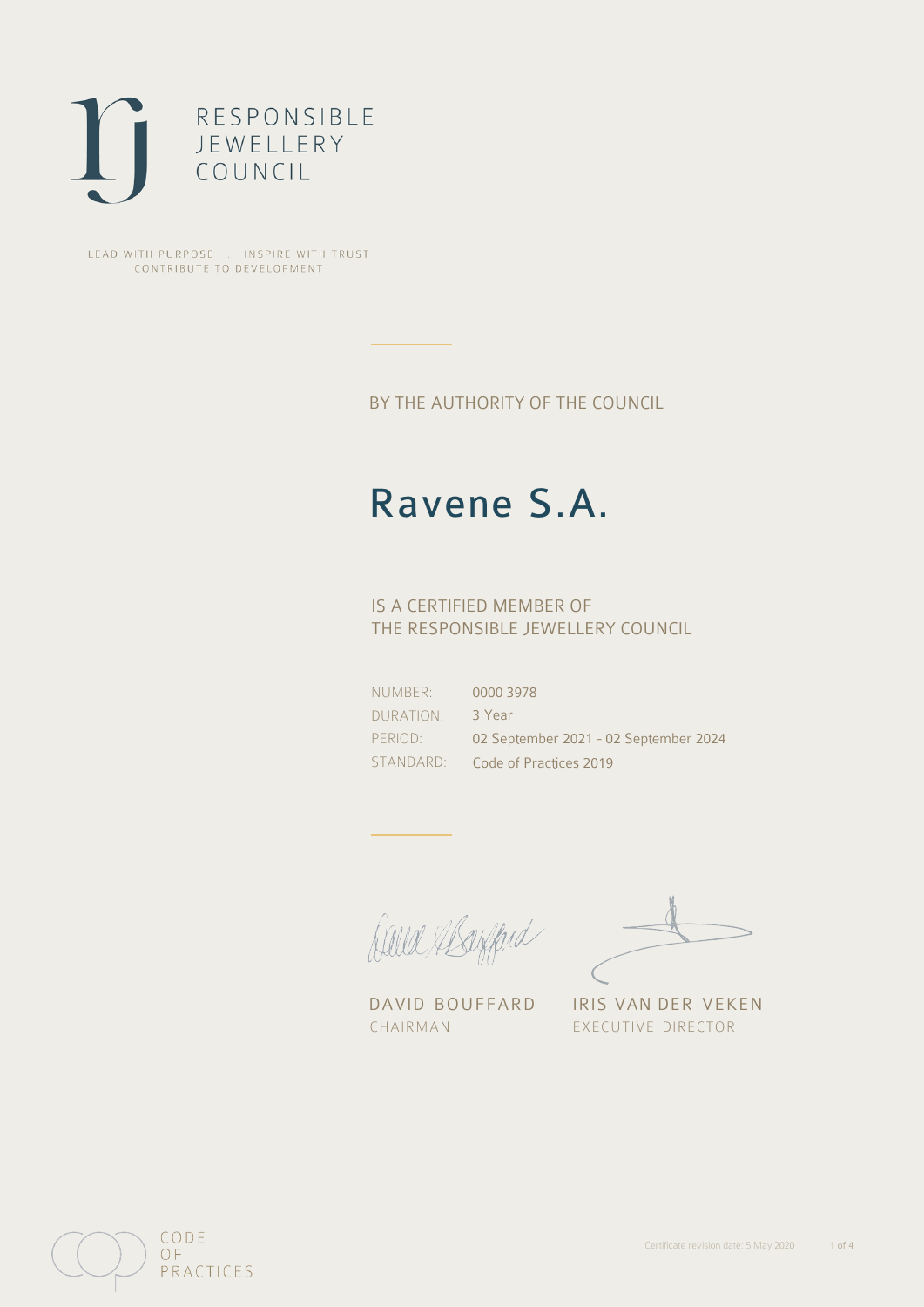RESPONSIBLE JEWELLERY COUNCIL

LEAD WITH PURPOSE . INSPIRE WITH TRUST
CONTRIBUTE TO DEVELOPMENT

BY THE AUTHORITY OF THE COUNCIL

# Ravene S.A.

IS A CERTIFIED MEMBER OF
THE RESPONSIBLE JEWELLERY COUNCIL

| | |
|---|---|
| NUMBER: | 0000 3978 |
| DURATION: | 3 Year |
| PERIOD: | 02 September 2021 - 02 September 2024 |
| STANDARD: | Code of Practices 2019 |

DAVID BOUFFARD
CHAIRMAN

IRIS VAN DER VEKEN
EXECUTIVE DIRECTOR

CODE OF PRACTICES

Certificate revision date: 5 May 2020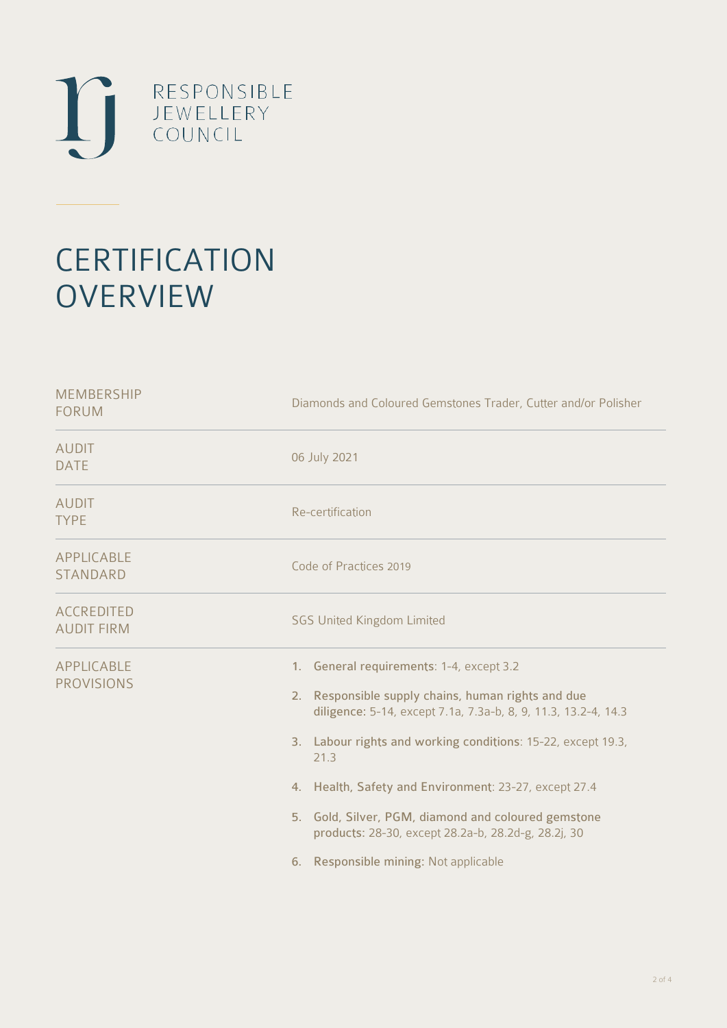RESPONSIBLE JEWELLERY COUNCIL

# CERTIFICATION OVERVIEW

| | |
|---|---|
| MEMBERSHIP FORUM | Diamonds and Coloured Gemstones Trader, Cutter and/or Polisher |
| AUDIT DATE | 06 July 2021 |
| AUDIT TYPE | Re-certification |
| APPLICABLE STANDARD | Code of Practices 2019 |
| ACCREDITED AUDIT FIRM | SGS United Kingdom Limited |
| APPLICABLE PROVISIONS | 1. **General requirements**: 1-4, except 3.2<br>2. **Responsible supply chains, human rights and due diligence**: 5-14, except 7.1a, 7.3a-b, 8, 9, 11.3, 13.2-4, 14.3<br>3. **Labour rights and working conditions**: 15-22, except 19.3, 21.3<br>4. **Health, Safety and Environment**: 23-27, except 27.4<br>5. **Gold, Silver, PGM, diamond and coloured gemstone products**: 28-30, except 28.2a-b, 28.2d-g, 28.2j, 30<br>6. **Responsible mining:** Not applicable |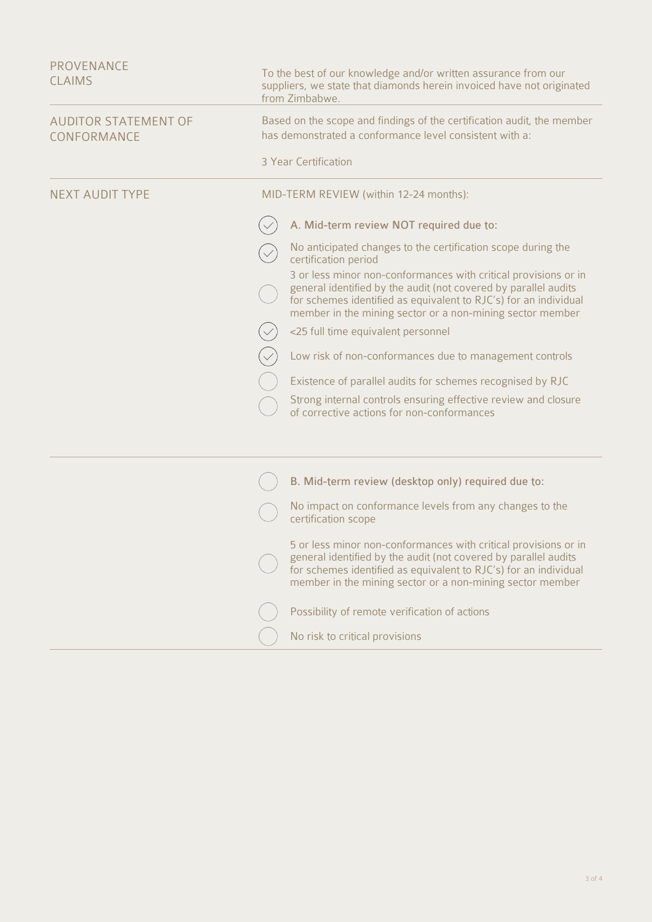| | |
|---|---|
| PROVENANCE CLAIMS | To the best of our knowledge and/or written assurance from our suppliers, we state that diamonds herein invoiced have not originated from Zimbabwe. |
| AUDITOR STATEMENT OF CONFORMANCE | Based on the scope and findings of the certification audit, the member has demonstrated a conformance level consistent with a:<br><br>3 Year Certification |
| NEXT AUDIT TYPE | MID-TERM REVIEW (within 12-24 months): |

- [x] A. Mid-term review NOT required due to:
- [x] No anticipated changes to the certification scope during the certification period
- [ ] 3 or less minor non-conformances with critical provisions or in general identified by the audit (not covered by parallel audits for schemes identified as equivalent to RJC's) for an individual member in the mining sector or a non-mining sector member
- [x] <25 full time equivalent personnel
- [x] Low risk of non-conformances due to management controls
- [ ] Existence of parallel audits for schemes recognised by RJC
- [ ] Strong internal controls ensuring effective review and closure of corrective actions for non-conformances

---

- [ ] B. Mid-term review (desktop only) required due to:
- [ ] No impact on conformance levels from any changes to the certification scope
- [ ] 5 or less minor non-conformances with critical provisions or in general identified by the audit (not covered by parallel audits for schemes identified as equivalent to RJC's) for an individual member in the mining sector or a non-mining sector member
- [ ] Possibility of remote verification of actions
- [ ] No risk to critical provisions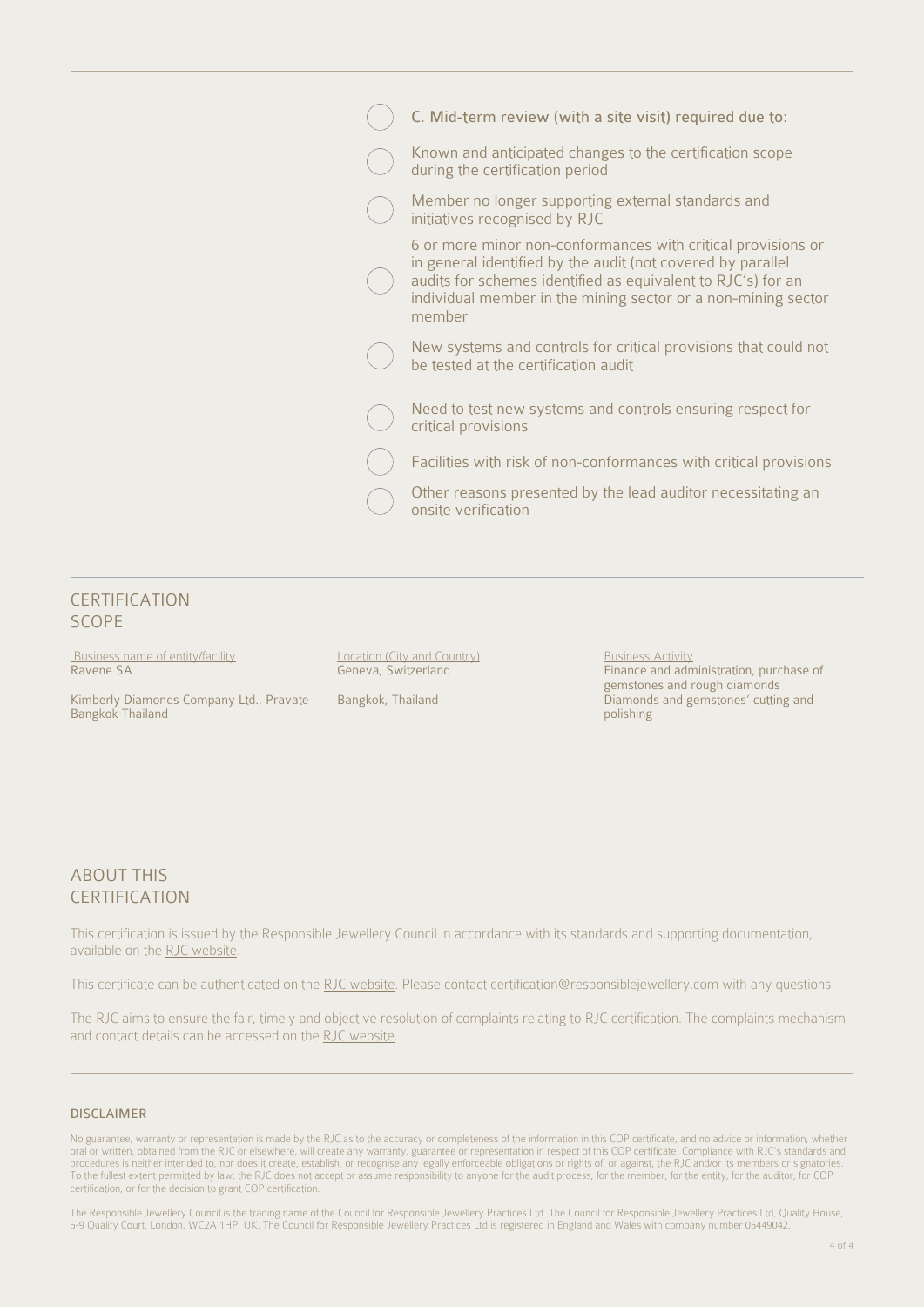- ◯ C. Mid-term review (with a site visit) required due to:
- ◯ Known and anticipated changes to the certification scope during the certification period
- ◯ Member no longer supporting external standards and initiatives recognised by RJC
- ◯ 6 or more minor non-conformances with critical provisions or in general identified by the audit (not covered by parallel audits for schemes identified as equivalent to RJC's) for an individual member in the mining sector or a non-mining sector member
- ◯ New systems and controls for critical provisions that could not be tested at the certification audit
- ◯ Need to test new systems and controls ensuring respect for critical provisions
- ◯ Facilities with risk of non-conformances with critical provisions
- ◯ Other reasons presented by the lead auditor necessitating an onsite verification

## CERTIFICATION SCOPE

| Business name of entity/facility | Location (City and Country) | Business Activity |
| --- | --- | --- |
| Ravene SA | Geneva, Switzerland | Finance and administration, purchase of gemstones and rough diamonds |
| Kimberly Diamonds Company Ltd., Pravate Bangkok Thailand | Bangkok, Thailand | Diamonds and gemstones' cutting and polishing |

## ABOUT THIS CERTIFICATION

This certification is issued by the Responsible Jewellery Council in accordance with its standards and supporting documentation, available on the RJC website.

This certificate can be authenticated on the RJC website. Please contact certification@responsiblejewellery.com with any questions.

The RJC aims to ensure the fair, timely and objective resolution of complaints relating to RJC certification. The complaints mechanism and contact details can be accessed on the RJC website.

### DISCLAIMER

No guarantee, warranty or representation is made by the RJC as to the accuracy or completeness of the information in this COP certificate, and no advice or information, whether oral or written, obtained from the RJC or elsewhere, will create any warranty, guarantee or representation in respect of this COP certificate. Compliance with RJC's standards and procedures is neither intended to, nor does it create, establish, or recognise any legally enforceable obligations or rights of, or against, the RJC and/or its members or signatories. To the fullest extent permitted by law, the RJC does not accept or assume responsibility to anyone for the audit process, for the member, for the entity, for the auditor, for COP certification, or for the decision to grant COP certification.

The Responsible Jewellery Council is the trading name of the Council for Responsible Jewellery Practices Ltd. The Council for Responsible Jewellery Practices Ltd, Quality House, 5-9 Quality Court, London, WC2A 1HP, UK. The Council for Responsible Jewellery Practices Ltd is registered in England and Wales with company number 05449042.